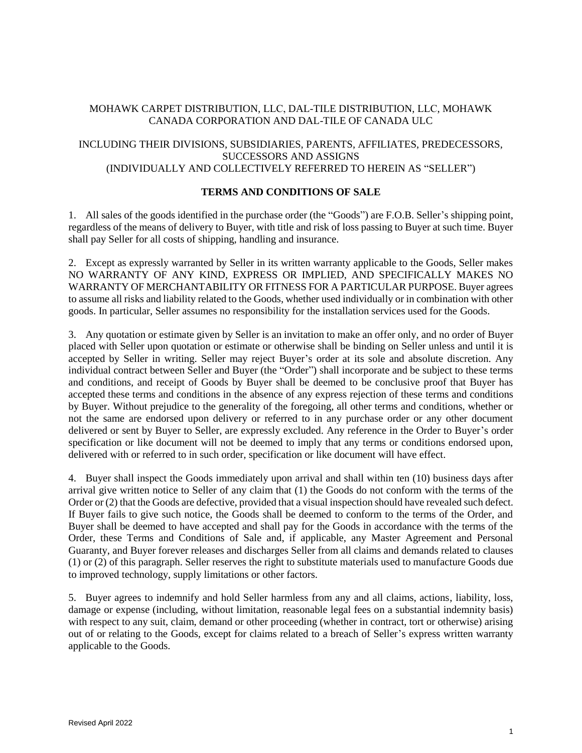MOHAWK CARPET DISTRIBUTION, LLC, DAL-TILE DISTRIBUTION, LLC, MOHAWK CANADA CORPORATION AND DAL-TILE OF CANADA ULC

INCLUDING THEIR DIVISIONS, SUBSIDIARIES, PARENTS, AFFILIATES, PREDECESSORS, SUCCESSORS AND ASSIGNS
(INDIVIDUALLY AND COLLECTIVELY REFERRED TO HEREIN AS "SELLER")

# TERMS AND CONDITIONS OF SALE

1. All sales of the goods identified in the purchase order (the "Goods") are F.O.B. Seller's shipping point, regardless of the means of delivery to Buyer, with title and risk of loss passing to Buyer at such time. Buyer shall pay Seller for all costs of shipping, handling and insurance.

2. Except as expressly warranted by Seller in its written warranty applicable to the Goods, Seller makes NO WARRANTY OF ANY KIND, EXPRESS OR IMPLIED, AND SPECIFICALLY MAKES NO WARRANTY OF MERCHANTABILITY OR FITNESS FOR A PARTICULAR PURPOSE. Buyer agrees to assume all risks and liability related to the Goods, whether used individually or in combination with other goods. In particular, Seller assumes no responsibility for the installation services used for the Goods.

3. Any quotation or estimate given by Seller is an invitation to make an offer only, and no order of Buyer placed with Seller upon quotation or estimate or otherwise shall be binding on Seller unless and until it is accepted by Seller in writing. Seller may reject Buyer's order at its sole and absolute discretion. Any individual contract between Seller and Buyer (the "Order") shall incorporate and be subject to these terms and conditions, and receipt of Goods by Buyer shall be deemed to be conclusive proof that Buyer has accepted these terms and conditions in the absence of any express rejection of these terms and conditions by Buyer. Without prejudice to the generality of the foregoing, all other terms and conditions, whether or not the same are endorsed upon delivery or referred to in any purchase order or any other document delivered or sent by Buyer to Seller, are expressly excluded. Any reference in the Order to Buyer's order specification or like document will not be deemed to imply that any terms or conditions endorsed upon, delivered with or referred to in such order, specification or like document will have effect.

4. Buyer shall inspect the Goods immediately upon arrival and shall within ten (10) business days after arrival give written notice to Seller of any claim that (1) the Goods do not conform with the terms of the Order or (2) that the Goods are defective, provided that a visual inspection should have revealed such defect. If Buyer fails to give such notice, the Goods shall be deemed to conform to the terms of the Order, and Buyer shall be deemed to have accepted and shall pay for the Goods in accordance with the terms of the Order, these Terms and Conditions of Sale and, if applicable, any Master Agreement and Personal Guaranty, and Buyer forever releases and discharges Seller from all claims and demands related to clauses (1) or (2) of this paragraph. Seller reserves the right to substitute materials used to manufacture Goods due to improved technology, supply limitations or other factors.

5. Buyer agrees to indemnify and hold Seller harmless from any and all claims, actions, liability, loss, damage or expense (including, without limitation, reasonable legal fees on a substantial indemnity basis) with respect to any suit, claim, demand or other proceeding (whether in contract, tort or otherwise) arising out of or relating to the Goods, except for claims related to a breach of Seller's express written warranty applicable to the Goods.

Revised April 2022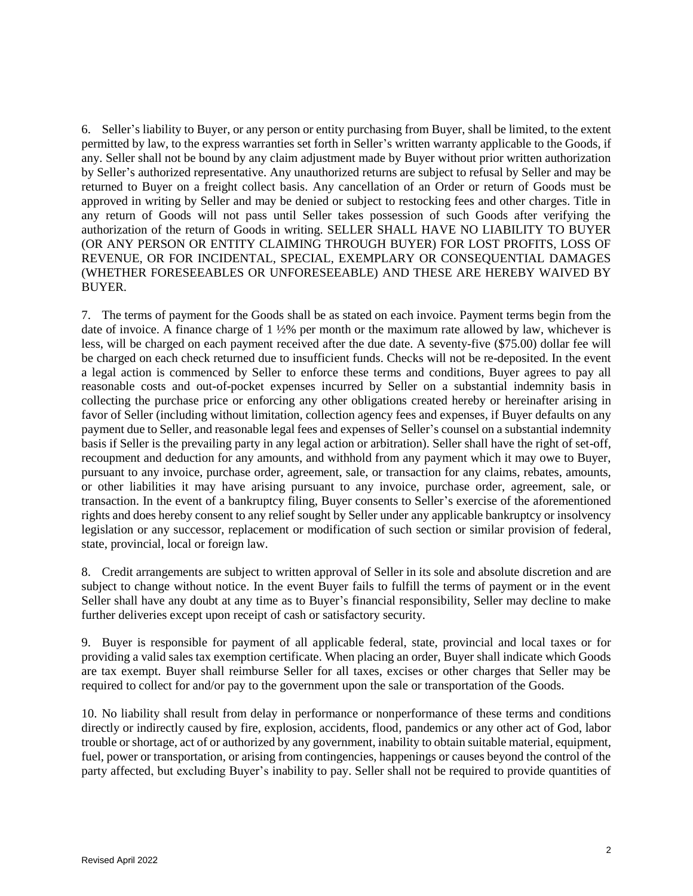6. Seller's liability to Buyer, or any person or entity purchasing from Buyer, shall be limited, to the extent permitted by law, to the express warranties set forth in Seller's written warranty applicable to the Goods, if any. Seller shall not be bound by any claim adjustment made by Buyer without prior written authorization by Seller's authorized representative. Any unauthorized returns are subject to refusal by Seller and may be returned to Buyer on a freight collect basis. Any cancellation of an Order or return of Goods must be approved in writing by Seller and may be denied or subject to restocking fees and other charges. Title in any return of Goods will not pass until Seller takes possession of such Goods after verifying the authorization of the return of Goods in writing. SELLER SHALL HAVE NO LIABILITY TO BUYER (OR ANY PERSON OR ENTITY CLAIMING THROUGH BUYER) FOR LOST PROFITS, LOSS OF REVENUE, OR FOR INCIDENTAL, SPECIAL, EXEMPLARY OR CONSEQUENTIAL DAMAGES (WHETHER FORESEEABLES OR UNFORESEEABLE) AND THESE ARE HEREBY WAIVED BY BUYER.

7. The terms of payment for the Goods shall be as stated on each invoice. Payment terms begin from the date of invoice. A finance charge of 1 ½% per month or the maximum rate allowed by law, whichever is less, will be charged on each payment received after the due date. A seventy-five ($75.00) dollar fee will be charged on each check returned due to insufficient funds. Checks will not be re-deposited. In the event a legal action is commenced by Seller to enforce these terms and conditions, Buyer agrees to pay all reasonable costs and out-of-pocket expenses incurred by Seller on a substantial indemnity basis in collecting the purchase price or enforcing any other obligations created hereby or hereinafter arising in favor of Seller (including without limitation, collection agency fees and expenses, if Buyer defaults on any payment due to Seller, and reasonable legal fees and expenses of Seller's counsel on a substantial indemnity basis if Seller is the prevailing party in any legal action or arbitration). Seller shall have the right of set-off, recoupment and deduction for any amounts, and withhold from any payment which it may owe to Buyer, pursuant to any invoice, purchase order, agreement, sale, or transaction for any claims, rebates, amounts, or other liabilities it may have arising pursuant to any invoice, purchase order, agreement, sale, or transaction. In the event of a bankruptcy filing, Buyer consents to Seller's exercise of the aforementioned rights and does hereby consent to any relief sought by Seller under any applicable bankruptcy or insolvency legislation or any successor, replacement or modification of such section or similar provision of federal, state, provincial, local or foreign law.

8. Credit arrangements are subject to written approval of Seller in its sole and absolute discretion and are subject to change without notice. In the event Buyer fails to fulfill the terms of payment or in the event Seller shall have any doubt at any time as to Buyer's financial responsibility, Seller may decline to make further deliveries except upon receipt of cash or satisfactory security.

9. Buyer is responsible for payment of all applicable federal, state, provincial and local taxes or for providing a valid sales tax exemption certificate. When placing an order, Buyer shall indicate which Goods are tax exempt. Buyer shall reimburse Seller for all taxes, excises or other charges that Seller may be required to collect for and/or pay to the government upon the sale or transportation of the Goods.

10. No liability shall result from delay in performance or nonperformance of these terms and conditions directly or indirectly caused by fire, explosion, accidents, flood, pandemics or any other act of God, labor trouble or shortage, act of or authorized by any government, inability to obtain suitable material, equipment, fuel, power or transportation, or arising from contingencies, happenings or causes beyond the control of the party affected, but excluding Buyer's inability to pay. Seller shall not be required to provide quantities of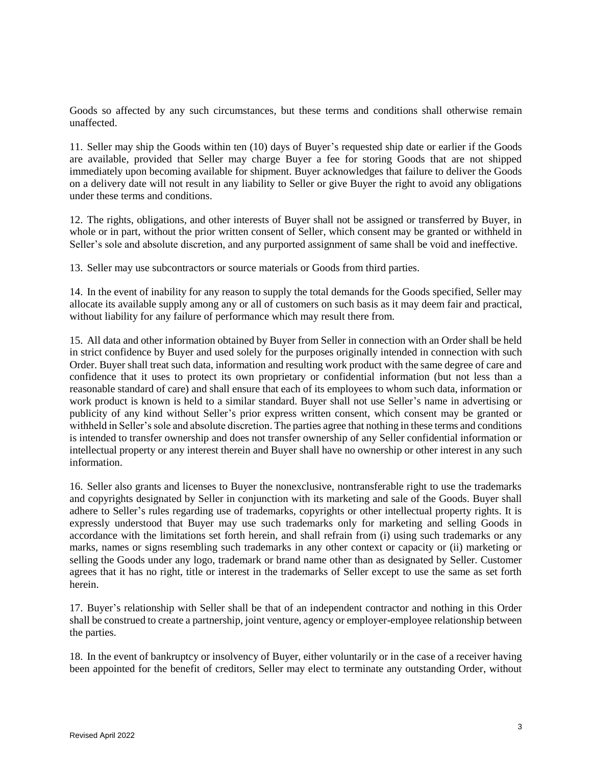Goods so affected by any such circumstances, but these terms and conditions shall otherwise remain unaffected.

11. Seller may ship the Goods within ten (10) days of Buyer's requested ship date or earlier if the Goods are available, provided that Seller may charge Buyer a fee for storing Goods that are not shipped immediately upon becoming available for shipment. Buyer acknowledges that failure to deliver the Goods on a delivery date will not result in any liability to Seller or give Buyer the right to avoid any obligations under these terms and conditions.

12. The rights, obligations, and other interests of Buyer shall not be assigned or transferred by Buyer, in whole or in part, without the prior written consent of Seller, which consent may be granted or withheld in Seller's sole and absolute discretion, and any purported assignment of same shall be void and ineffective.

13. Seller may use subcontractors or source materials or Goods from third parties.

14. In the event of inability for any reason to supply the total demands for the Goods specified, Seller may allocate its available supply among any or all of customers on such basis as it may deem fair and practical, without liability for any failure of performance which may result there from.

15. All data and other information obtained by Buyer from Seller in connection with an Order shall be held in strict confidence by Buyer and used solely for the purposes originally intended in connection with such Order. Buyer shall treat such data, information and resulting work product with the same degree of care and confidence that it uses to protect its own proprietary or confidential information (but not less than a reasonable standard of care) and shall ensure that each of its employees to whom such data, information or work product is known is held to a similar standard. Buyer shall not use Seller's name in advertising or publicity of any kind without Seller's prior express written consent, which consent may be granted or withheld in Seller's sole and absolute discretion. The parties agree that nothing in these terms and conditions is intended to transfer ownership and does not transfer ownership of any Seller confidential information or intellectual property or any interest therein and Buyer shall have no ownership or other interest in any such information.

16. Seller also grants and licenses to Buyer the nonexclusive, nontransferable right to use the trademarks and copyrights designated by Seller in conjunction with its marketing and sale of the Goods. Buyer shall adhere to Seller's rules regarding use of trademarks, copyrights or other intellectual property rights. It is expressly understood that Buyer may use such trademarks only for marketing and selling Goods in accordance with the limitations set forth herein, and shall refrain from (i) using such trademarks or any marks, names or signs resembling such trademarks in any other context or capacity or (ii) marketing or selling the Goods under any logo, trademark or brand name other than as designated by Seller. Customer agrees that it has no right, title or interest in the trademarks of Seller except to use the same as set forth herein.

17. Buyer's relationship with Seller shall be that of an independent contractor and nothing in this Order shall be construed to create a partnership, joint venture, agency or employer-employee relationship between the parties.

18. In the event of bankruptcy or insolvency of Buyer, either voluntarily or in the case of a receiver having been appointed for the benefit of creditors, Seller may elect to terminate any outstanding Order, without

Revised April 2022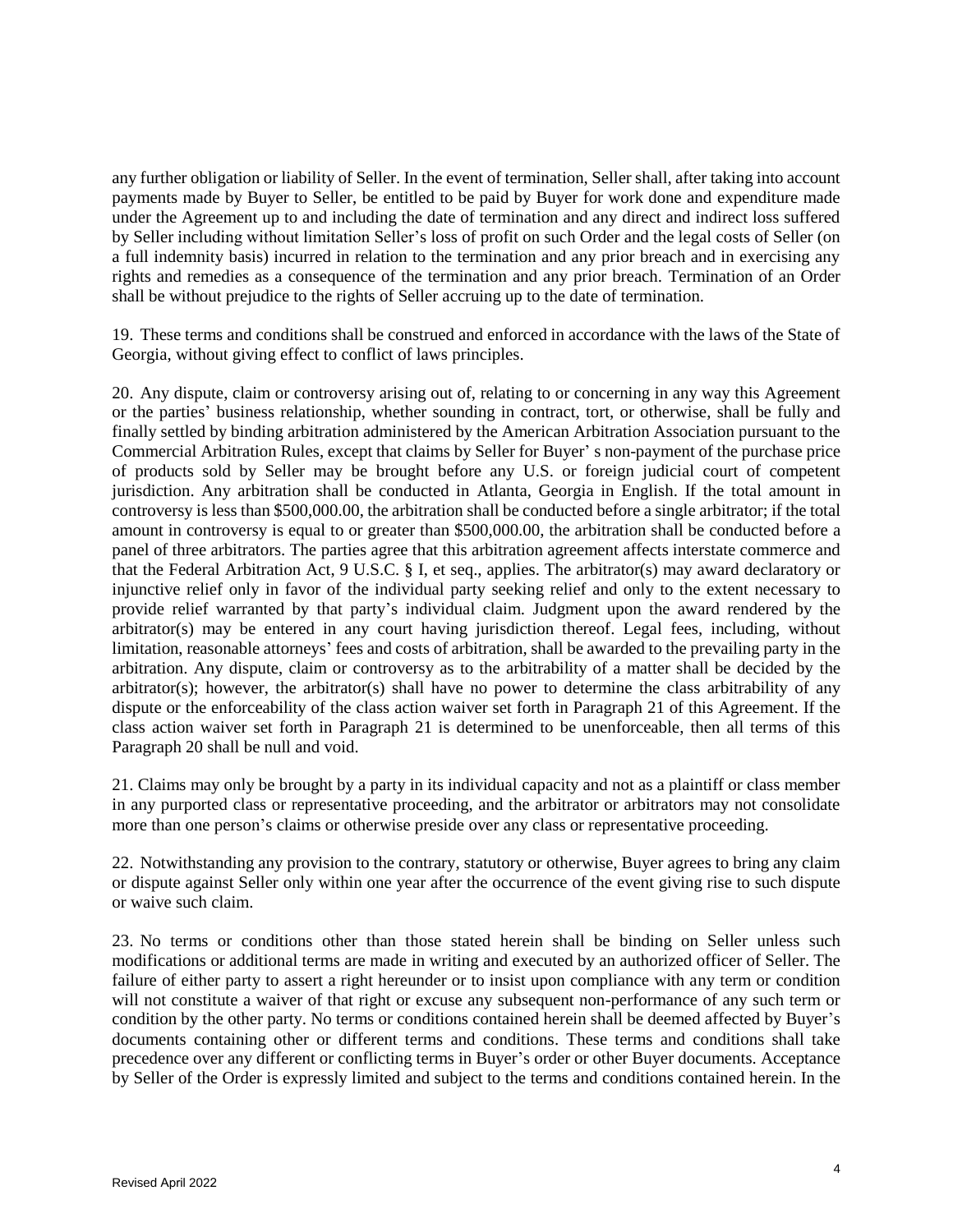any further obligation or liability of Seller. In the event of termination, Seller shall, after taking into account payments made by Buyer to Seller, be entitled to be paid by Buyer for work done and expenditure made under the Agreement up to and including the date of termination and any direct and indirect loss suffered by Seller including without limitation Seller's loss of profit on such Order and the legal costs of Seller (on a full indemnity basis) incurred in relation to the termination and any prior breach and in exercising any rights and remedies as a consequence of the termination and any prior breach. Termination of an Order shall be without prejudice to the rights of Seller accruing up to the date of termination.

19. These terms and conditions shall be construed and enforced in accordance with the laws of the State of Georgia, without giving effect to conflict of laws principles.

20. Any dispute, claim or controversy arising out of, relating to or concerning in any way this Agreement or the parties' business relationship, whether sounding in contract, tort, or otherwise, shall be fully and finally settled by binding arbitration administered by the American Arbitration Association pursuant to the Commercial Arbitration Rules, except that claims by Seller for Buyer' s non-payment of the purchase price of products sold by Seller may be brought before any U.S. or foreign judicial court of competent jurisdiction. Any arbitration shall be conducted in Atlanta, Georgia in English. If the total amount in controversy is less than $500,000.00, the arbitration shall be conducted before a single arbitrator; if the total amount in controversy is equal to or greater than $500,000.00, the arbitration shall be conducted before a panel of three arbitrators. The parties agree that this arbitration agreement affects interstate commerce and that the Federal Arbitration Act, 9 U.S.C. § I, et seq., applies. The arbitrator(s) may award declaratory or injunctive relief only in favor of the individual party seeking relief and only to the extent necessary to provide relief warranted by that party's individual claim. Judgment upon the award rendered by the arbitrator(s) may be entered in any court having jurisdiction thereof. Legal fees, including, without limitation, reasonable attorneys' fees and costs of arbitration, shall be awarded to the prevailing party in the arbitration. Any dispute, claim or controversy as to the arbitrability of a matter shall be decided by the arbitrator(s); however, the arbitrator(s) shall have no power to determine the class arbitrability of any dispute or the enforceability of the class action waiver set forth in Paragraph 21 of this Agreement. If the class action waiver set forth in Paragraph 21 is determined to be unenforceable, then all terms of this Paragraph 20 shall be null and void.

21. Claims may only be brought by a party in its individual capacity and not as a plaintiff or class member in any purported class or representative proceeding, and the arbitrator or arbitrators may not consolidate more than one person's claims or otherwise preside over any class or representative proceeding.

22. Notwithstanding any provision to the contrary, statutory or otherwise, Buyer agrees to bring any claim or dispute against Seller only within one year after the occurrence of the event giving rise to such dispute or waive such claim.

23. No terms or conditions other than those stated herein shall be binding on Seller unless such modifications or additional terms are made in writing and executed by an authorized officer of Seller. The failure of either party to assert a right hereunder or to insist upon compliance with any term or condition will not constitute a waiver of that right or excuse any subsequent non-performance of any such term or condition by the other party. No terms or conditions contained herein shall be deemed affected by Buyer's documents containing other or different terms and conditions. These terms and conditions shall take precedence over any different or conflicting terms in Buyer's order or other Buyer documents. Acceptance by Seller of the Order is expressly limited and subject to the terms and conditions contained herein. In the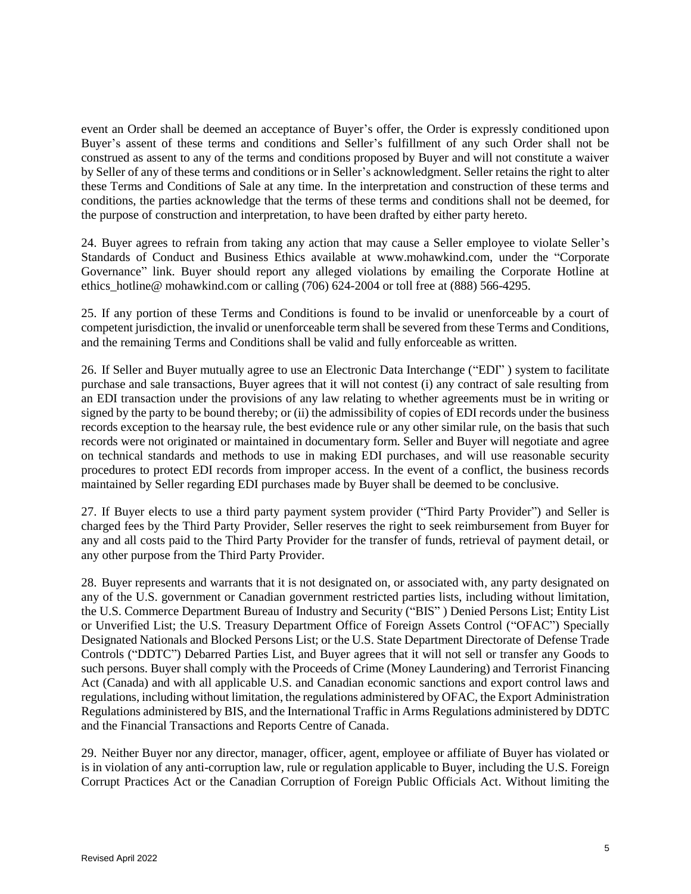event an Order shall be deemed an acceptance of Buyer's offer, the Order is expressly conditioned upon Buyer's assent of these terms and conditions and Seller's fulfillment of any such Order shall not be construed as assent to any of the terms and conditions proposed by Buyer and will not constitute a waiver by Seller of any of these terms and conditions or in Seller's acknowledgment. Seller retains the right to alter these Terms and Conditions of Sale at any time. In the interpretation and construction of these terms and conditions, the parties acknowledge that the terms of these terms and conditions shall not be deemed, for the purpose of construction and interpretation, to have been drafted by either party hereto.

24. Buyer agrees to refrain from taking any action that may cause a Seller employee to violate Seller's Standards of Conduct and Business Ethics available at www.mohawkind.com, under the "Corporate Governance" link. Buyer should report any alleged violations by emailing the Corporate Hotline at ethics_hotline@ mohawkind.com or calling (706) 624-2004 or toll free at (888) 566-4295.

25. If any portion of these Terms and Conditions is found to be invalid or unenforceable by a court of competent jurisdiction, the invalid or unenforceable term shall be severed from these Terms and Conditions, and the remaining Terms and Conditions shall be valid and fully enforceable as written.

26. If Seller and Buyer mutually agree to use an Electronic Data Interchange ("EDI" ) system to facilitate purchase and sale transactions, Buyer agrees that it will not contest (i) any contract of sale resulting from an EDI transaction under the provisions of any law relating to whether agreements must be in writing or signed by the party to be bound thereby; or (ii) the admissibility of copies of EDI records under the business records exception to the hearsay rule, the best evidence rule or any other similar rule, on the basis that such records were not originated or maintained in documentary form. Seller and Buyer will negotiate and agree on technical standards and methods to use in making EDI purchases, and will use reasonable security procedures to protect EDI records from improper access. In the event of a conflict, the business records maintained by Seller regarding EDI purchases made by Buyer shall be deemed to be conclusive.

27. If Buyer elects to use a third party payment system provider ("Third Party Provider") and Seller is charged fees by the Third Party Provider, Seller reserves the right to seek reimbursement from Buyer for any and all costs paid to the Third Party Provider for the transfer of funds, retrieval of payment detail, or any other purpose from the Third Party Provider.

28. Buyer represents and warrants that it is not designated on, or associated with, any party designated on any of the U.S. government or Canadian government restricted parties lists, including without limitation, the U.S. Commerce Department Bureau of Industry and Security ("BIS" ) Denied Persons List; Entity List or Unverified List; the U.S. Treasury Department Office of Foreign Assets Control ("OFAC") Specially Designated Nationals and Blocked Persons List; or the U.S. State Department Directorate of Defense Trade Controls ("DDTC") Debarred Parties List, and Buyer agrees that it will not sell or transfer any Goods to such persons. Buyer shall comply with the Proceeds of Crime (Money Laundering) and Terrorist Financing Act (Canada) and with all applicable U.S. and Canadian economic sanctions and export control laws and regulations, including without limitation, the regulations administered by OFAC, the Export Administration Regulations administered by BIS, and the International Traffic in Arms Regulations administered by DDTC and the Financial Transactions and Reports Centre of Canada.

29. Neither Buyer nor any director, manager, officer, agent, employee or affiliate of Buyer has violated or is in violation of any anti-corruption law, rule or regulation applicable to Buyer, including the U.S. Foreign Corrupt Practices Act or the Canadian Corruption of Foreign Public Officials Act. Without limiting the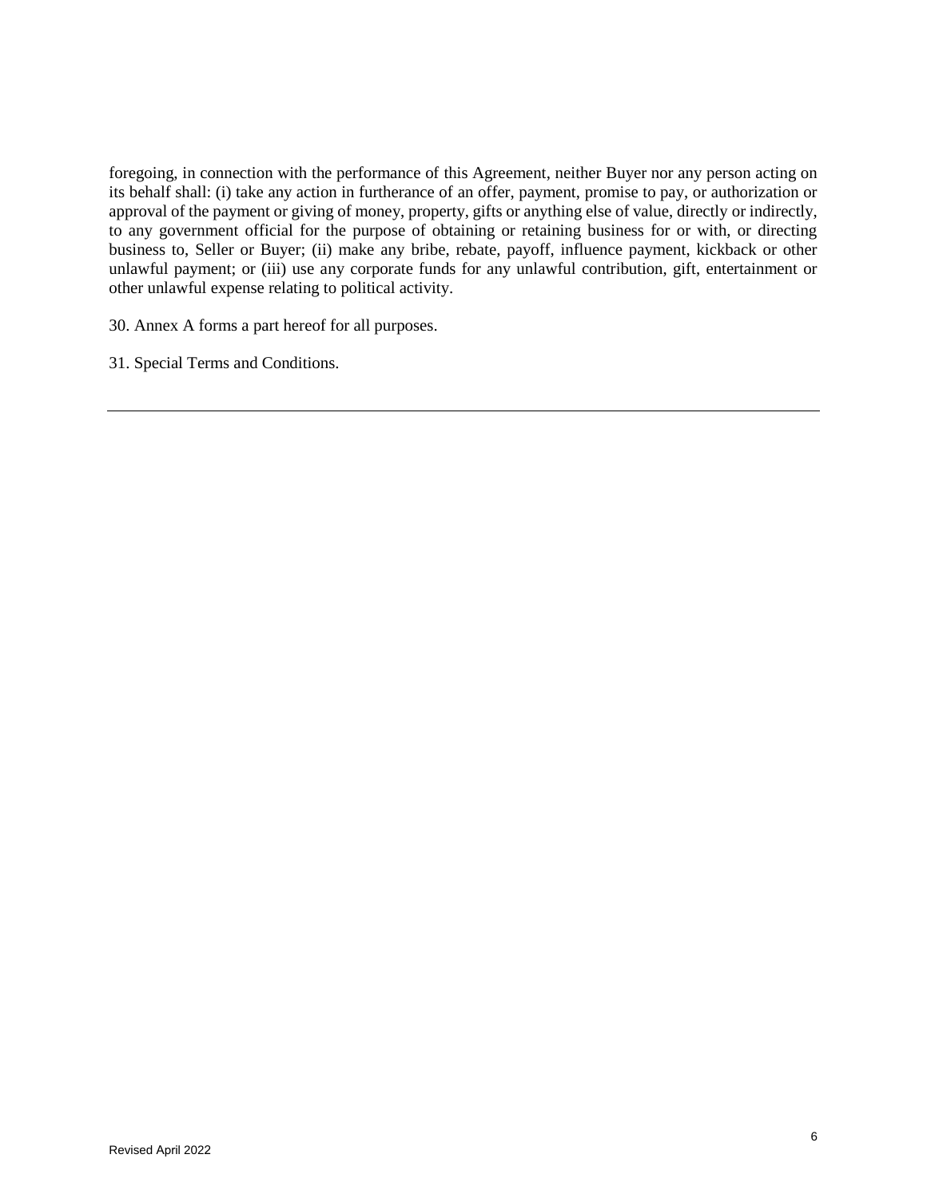foregoing, in connection with the performance of this Agreement, neither Buyer nor any person acting on its behalf shall: (i) take any action in furtherance of an offer, payment, promise to pay, or authorization or approval of the payment or giving of money, property, gifts or anything else of value, directly or indirectly, to any government official for the purpose of obtaining or retaining business for or with, or directing business to, Seller or Buyer; (ii) make any bribe, rebate, payoff, influence payment, kickback or other unlawful payment; or (iii) use any corporate funds for any unlawful contribution, gift, entertainment or other unlawful expense relating to political activity.

30. Annex A forms a part hereof for all purposes.

31. Special Terms and Conditions.

---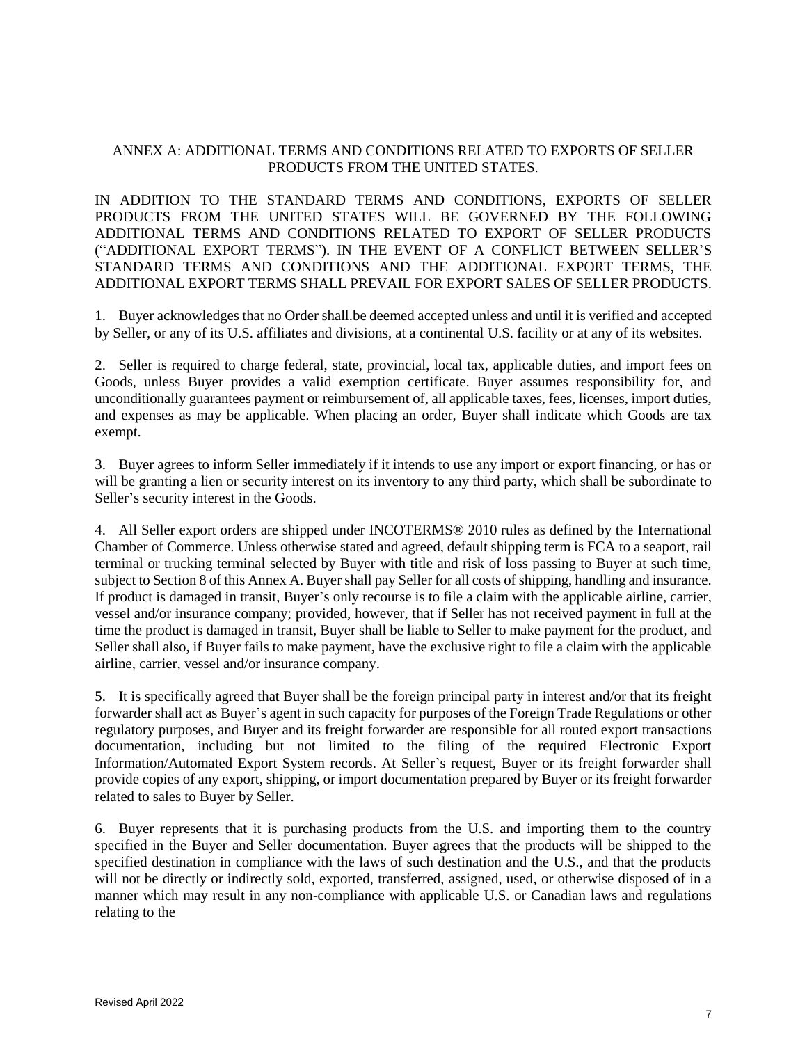# ANNEX A: ADDITIONAL TERMS AND CONDITIONS RELATED TO EXPORTS OF SELLER PRODUCTS FROM THE UNITED STATES.

IN ADDITION TO THE STANDARD TERMS AND CONDITIONS, EXPORTS OF SELLER PRODUCTS FROM THE UNITED STATES WILL BE GOVERNED BY THE FOLLOWING ADDITIONAL TERMS AND CONDITIONS RELATED TO EXPORT OF SELLER PRODUCTS ("ADDITIONAL EXPORT TERMS"). IN THE EVENT OF A CONFLICT BETWEEN SELLER'S STANDARD TERMS AND CONDITIONS AND THE ADDITIONAL EXPORT TERMS, THE ADDITIONAL EXPORT TERMS SHALL PREVAIL FOR EXPORT SALES OF SELLER PRODUCTS.

1. Buyer acknowledges that no Order shall.be deemed accepted unless and until it is verified and accepted by Seller, or any of its U.S. affiliates and divisions, at a continental U.S. facility or at any of its websites.

2. Seller is required to charge federal, state, provincial, local tax, applicable duties, and import fees on Goods, unless Buyer provides a valid exemption certificate. Buyer assumes responsibility for, and unconditionally guarantees payment or reimbursement of, all applicable taxes, fees, licenses, import duties, and expenses as may be applicable. When placing an order, Buyer shall indicate which Goods are tax exempt.

3. Buyer agrees to inform Seller immediately if it intends to use any import or export financing, or has or will be granting a lien or security interest on its inventory to any third party, which shall be subordinate to Seller's security interest in the Goods.

4. All Seller export orders are shipped under INCOTERMS® 2010 rules as defined by the International Chamber of Commerce. Unless otherwise stated and agreed, default shipping term is FCA to a seaport, rail terminal or trucking terminal selected by Buyer with title and risk of loss passing to Buyer at such time, subject to Section 8 of this Annex A. Buyer shall pay Seller for all costs of shipping, handling and insurance. If product is damaged in transit, Buyer's only recourse is to file a claim with the applicable airline, carrier, vessel and/or insurance company; provided, however, that if Seller has not received payment in full at the time the product is damaged in transit, Buyer shall be liable to Seller to make payment for the product, and Seller shall also, if Buyer fails to make payment, have the exclusive right to file a claim with the applicable airline, carrier, vessel and/or insurance company.

5. It is specifically agreed that Buyer shall be the foreign principal party in interest and/or that its freight forwarder shall act as Buyer's agent in such capacity for purposes of the Foreign Trade Regulations or other regulatory purposes, and Buyer and its freight forwarder are responsible for all routed export transactions documentation, including but not limited to the filing of the required Electronic Export Information/Automated Export System records. At Seller's request, Buyer or its freight forwarder shall provide copies of any export, shipping, or import documentation prepared by Buyer or its freight forwarder related to sales to Buyer by Seller.

6. Buyer represents that it is purchasing products from the U.S. and importing them to the country specified in the Buyer and Seller documentation. Buyer agrees that the products will be shipped to the specified destination in compliance with the laws of such destination and the U.S., and that the products will not be directly or indirectly sold, exported, transferred, assigned, used, or otherwise disposed of in a manner which may result in any non-compliance with applicable U.S. or Canadian laws and regulations relating to the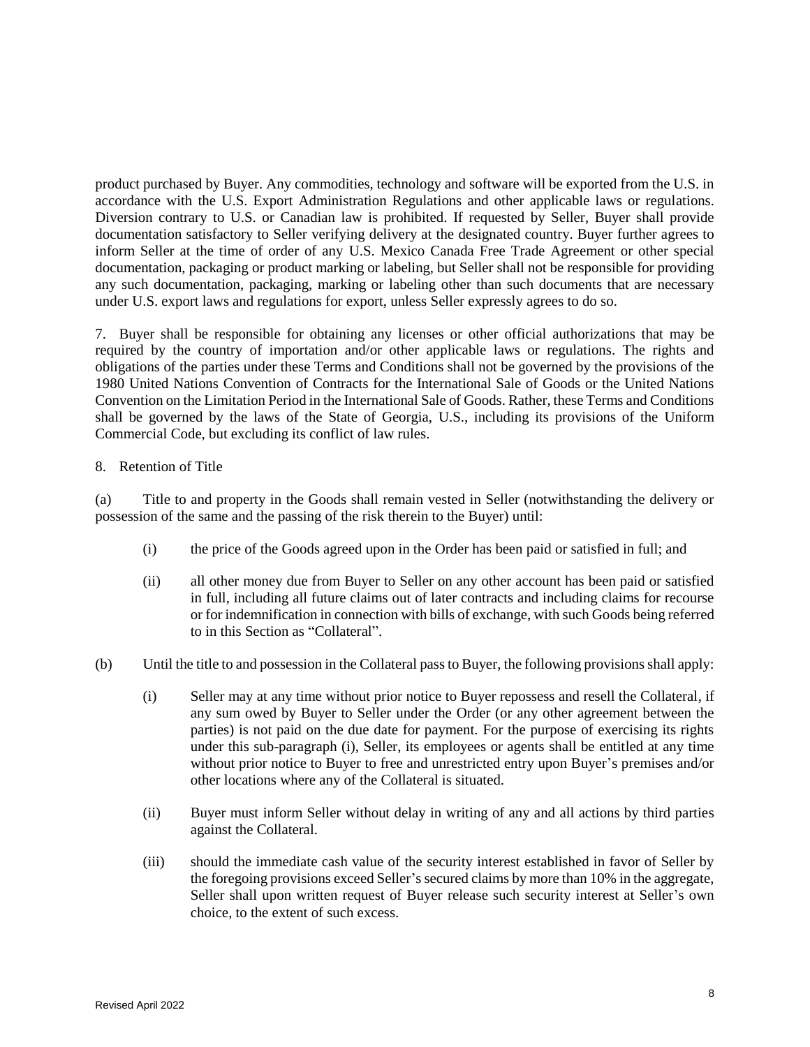product purchased by Buyer. Any commodities, technology and software will be exported from the U.S. in accordance with the U.S. Export Administration Regulations and other applicable laws or regulations. Diversion contrary to U.S. or Canadian law is prohibited. If requested by Seller, Buyer shall provide documentation satisfactory to Seller verifying delivery at the designated country. Buyer further agrees to inform Seller at the time of order of any U.S. Mexico Canada Free Trade Agreement or other special documentation, packaging or product marking or labeling, but Seller shall not be responsible for providing any such documentation, packaging, marking or labeling other than such documents that are necessary under U.S. export laws and regulations for export, unless Seller expressly agrees to do so.

7. Buyer shall be responsible for obtaining any licenses or other official authorizations that may be required by the country of importation and/or other applicable laws or regulations. The rights and obligations of the parties under these Terms and Conditions shall not be governed by the provisions of the 1980 United Nations Convention of Contracts for the International Sale of Goods or the United Nations Convention on the Limitation Period in the International Sale of Goods. Rather, these Terms and Conditions shall be governed by the laws of the State of Georgia, U.S., including its provisions of the Uniform Commercial Code, but excluding its conflict of law rules.

8. Retention of Title

(a) Title to and property in the Goods shall remain vested in Seller (notwithstanding the delivery or possession of the same and the passing of the risk therein to the Buyer) until:

(i) the price of the Goods agreed upon in the Order has been paid or satisfied in full; and

(ii) all other money due from Buyer to Seller on any other account has been paid or satisfied in full, including all future claims out of later contracts and including claims for recourse or for indemnification in connection with bills of exchange, with such Goods being referred to in this Section as "Collateral".

(b) Until the title to and possession in the Collateral pass to Buyer, the following provisions shall apply:

(i) Seller may at any time without prior notice to Buyer repossess and resell the Collateral, if any sum owed by Buyer to Seller under the Order (or any other agreement between the parties) is not paid on the due date for payment. For the purpose of exercising its rights under this sub-paragraph (i), Seller, its employees or agents shall be entitled at any time without prior notice to Buyer to free and unrestricted entry upon Buyer's premises and/or other locations where any of the Collateral is situated.

(ii) Buyer must inform Seller without delay in writing of any and all actions by third parties against the Collateral.

(iii) should the immediate cash value of the security interest established in favor of Seller by the foregoing provisions exceed Seller's secured claims by more than 10% in the aggregate, Seller shall upon written request of Buyer release such security interest at Seller's own choice, to the extent of such excess.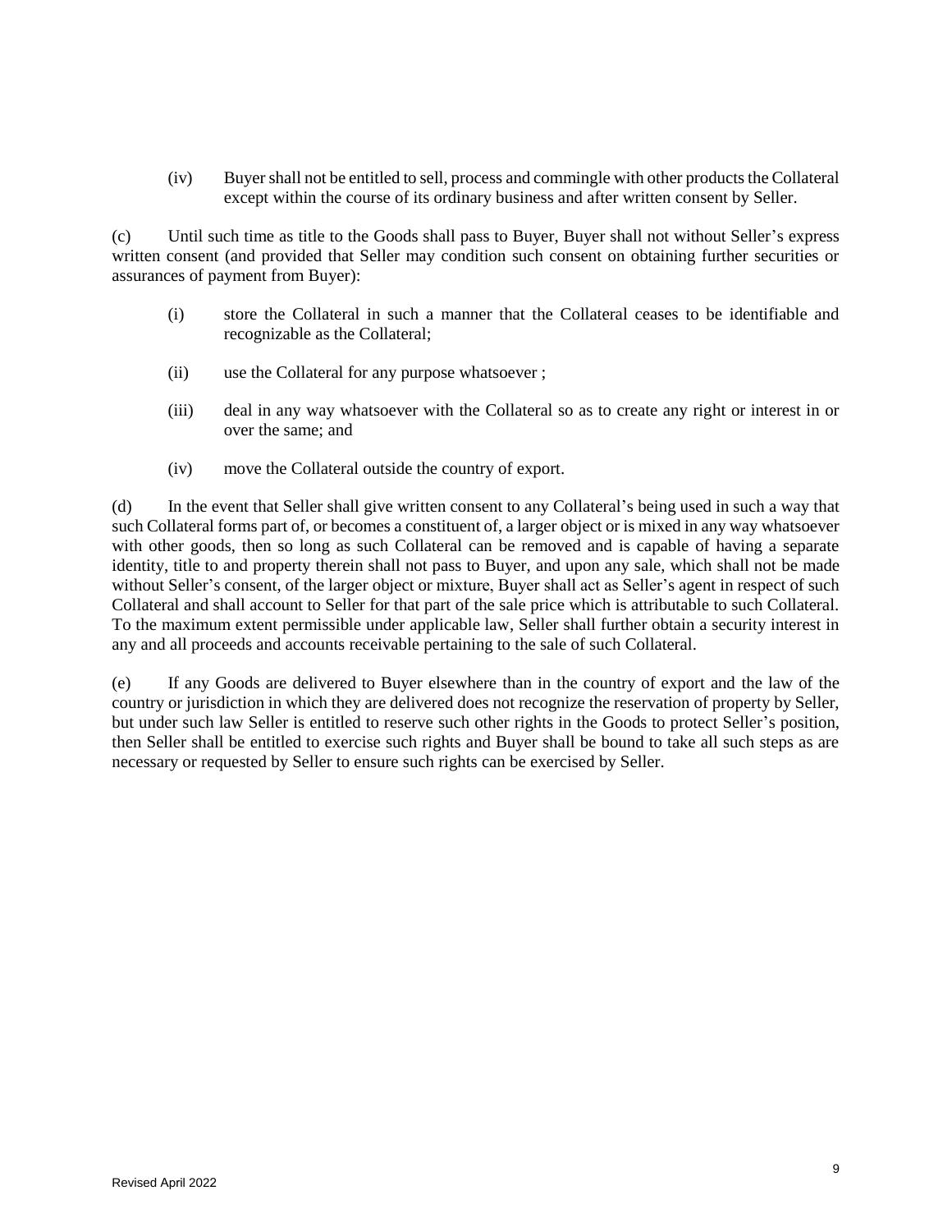(iv) Buyer shall not be entitled to sell, process and commingle with other products the Collateral except within the course of its ordinary business and after written consent by Seller.

(c) Until such time as title to the Goods shall pass to Buyer, Buyer shall not without Seller's express written consent (and provided that Seller may condition such consent on obtaining further securities or assurances of payment from Buyer):

(i) store the Collateral in such a manner that the Collateral ceases to be identifiable and recognizable as the Collateral;

(ii) use the Collateral for any purpose whatsoever ;

(iii) deal in any way whatsoever with the Collateral so as to create any right or interest in or over the same; and

(iv) move the Collateral outside the country of export.

(d) In the event that Seller shall give written consent to any Collateral's being used in such a way that such Collateral forms part of, or becomes a constituent of, a larger object or is mixed in any way whatsoever with other goods, then so long as such Collateral can be removed and is capable of having a separate identity, title to and property therein shall not pass to Buyer, and upon any sale, which shall not be made without Seller's consent, of the larger object or mixture, Buyer shall act as Seller's agent in respect of such Collateral and shall account to Seller for that part of the sale price which is attributable to such Collateral. To the maximum extent permissible under applicable law, Seller shall further obtain a security interest in any and all proceeds and accounts receivable pertaining to the sale of such Collateral.

(e) If any Goods are delivered to Buyer elsewhere than in the country of export and the law of the country or jurisdiction in which they are delivered does not recognize the reservation of property by Seller, but under such law Seller is entitled to reserve such other rights in the Goods to protect Seller's position, then Seller shall be entitled to exercise such rights and Buyer shall be bound to take all such steps as are necessary or requested by Seller to ensure such rights can be exercised by Seller.

Revised April 2022